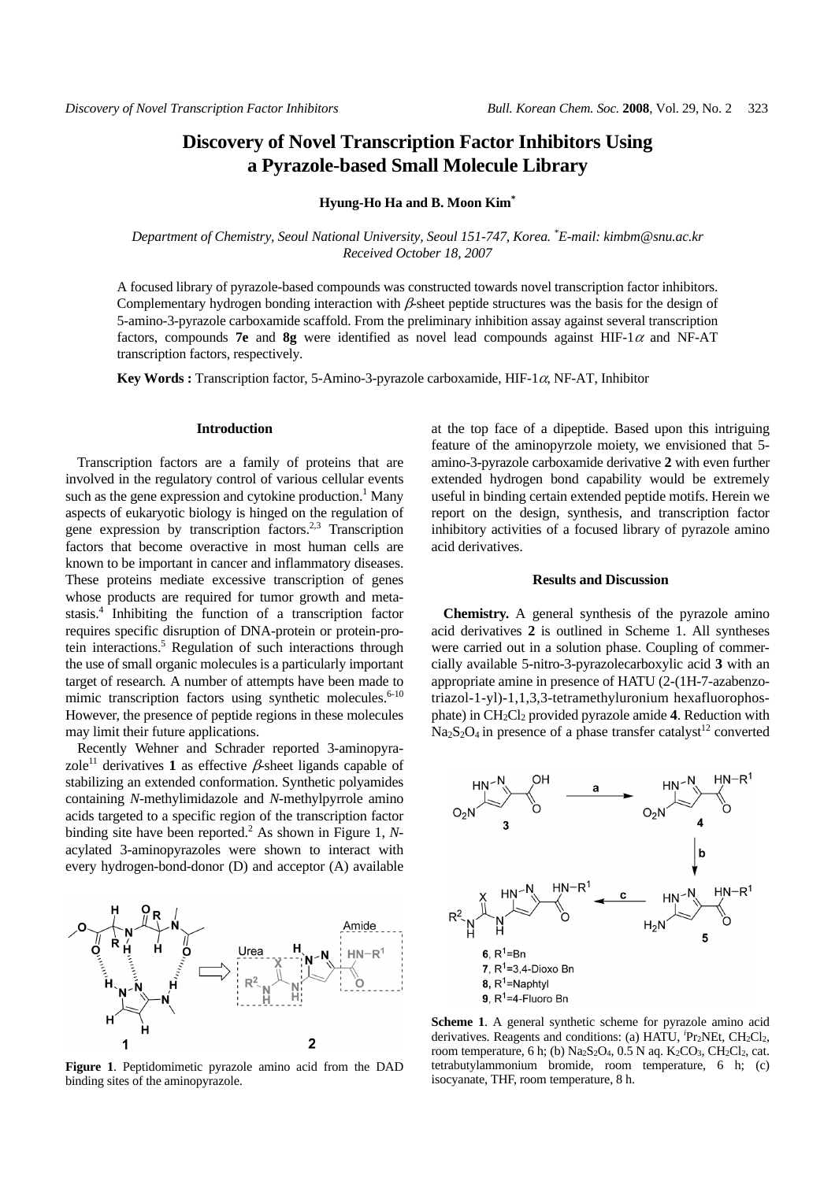# Discovery of Novel Transcription Factor Inhibitors Using a Pyrazole-based Small Molecule Library

**Hyung-Ho Ha and B. Moon Kim***

*Department of Chemistry, Seoul National University, Seoul 151-747, Korea. *E-mail: kimbm@snu.ac.kr*
*Received October 18, 2007*

A focused library of pyrazole-based compounds was constructed towards novel transcription factor inhibitors. Complementary hydrogen bonding interaction with $\beta$-sheet peptide structures was the basis for the design of 5-amino-3-pyrazole carboxamide scaffold. From the preliminary inhibition assay against several transcription factors, compounds **7e** and **8g** were identified as novel lead compounds against HIF-1$\alpha$ and NF-AT transcription factors, respectively.

**Key Words :** Transcription factor, 5-Amino-3-pyrazole carboxamide, HIF-1$\alpha$, NF-AT, Inhibitor

## Introduction

Transcription factors are a family of proteins that are involved in the regulatory control of various cellular events such as the gene expression and cytokine production.[1] Many aspects of eukaryotic biology is hinged on the regulation of gene expression by transcription factors.[2,3] Transcription factors that become overactive in most human cells are known to be important in cancer and inflammatory diseases. These proteins mediate excessive transcription of genes whose products are required for tumor growth and metastasis.[4] Inhibiting the function of a transcription factor requires specific disruption of DNA-protein or protein-protein interactions.[5] Regulation of such interactions through the use of small organic molecules is a particularly important target of research. A number of attempts have been made to mimic transcription factors using synthetic molecules.[6-10] However, the presence of peptide regions in these molecules may limit their future applications.

Recently Wehner and Schrader reported 3-aminopyrazole[11] derivatives **1** as effective $\beta$-sheet ligands capable of stabilizing an extended conformation. Synthetic polyamides containing *N*-methylimidazole and *N*-methylpyrrole amino acids targeted to a specific region of the transcription factor binding site have been reported.[2] As shown in Figure 1, *N*-acylated 3-aminopyrazoles were shown to interact with every hydrogen-bond-donor (D) and acceptor (A) available at the top face of a dipeptide. Based upon this intriguing feature of the aminopyrzole moiety, we envisioned that 5-amino-3-pyrazole carboxamide derivative **2** with even further extended hydrogen bond capability would be extremely useful in binding certain extended peptide motifs. Herein we report on the design, synthesis, and transcription factor inhibitory activities of a focused library of pyrazole amino acid derivatives.

**Figure 1**. Peptidomimetic pyrazole amino acid from the DAD binding sites of the aminopyrazole.

## Results and Discussion

**Chemistry.** A general synthesis of the pyrazole amino acid derivatives **2** is outlined in Scheme 1. All syntheses were carried out in a solution phase. Coupling of commercially available 5-nitro-3-pyrazolecarboxylic acid **3** with an appropriate amine in presence of HATU (2-(1H-7-azabenzotriazol-1-yl)-1,1,3,3-tetramethyluronium hexafluorophosphate) in $CH_2Cl_2$ provided pyrazole amide **4**. Reduction with $Na_2S_2O_4$ in presence of a phase transfer catalyst[12] converted

**6**, $R^1$=Bn
**7**, $R^1$=3,4-Dioxo Bn
**8**, $R^1$=Naphtyl
**9**, $R^1$=4-Fluoro Bn

**Scheme 1**. A general synthetic scheme for pyrazole amino acid derivatives. Reagents and conditions: (a) HATU, $^i Pr_2NEt$, $CH_2Cl_2$, room temperature, 6 h; (b) $Na_2S_2O_4$, 0.5 N aq. $K_2CO_3$, $CH_2Cl_2$, cat. tetrabutylammonium bromide, room temperature, 6 h; (c) isocyanate, THF, room temperature, 8 h.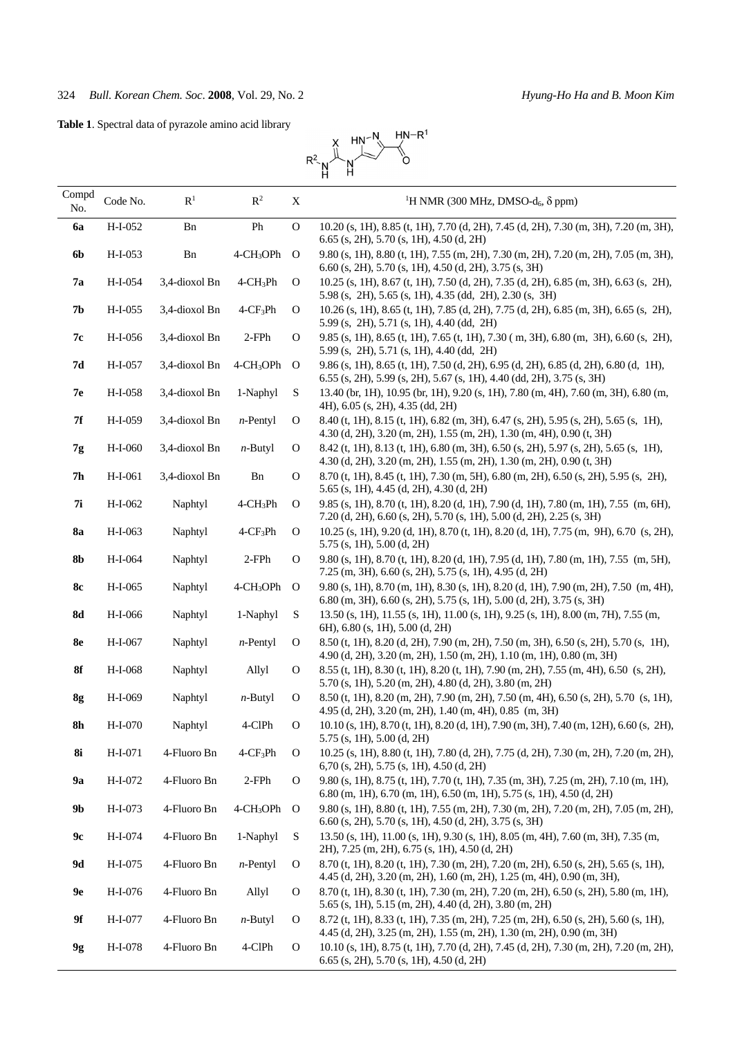**Table 1**. Spectral data of pyrazole amino acid library

| Compd No. | Code No. | $R^1$ | $R^2$ | X | $^1$H NMR (300 MHz, DMSO-$d_6$, δ ppm) |
|---|---|---|---|---|---|
| **6a** | H-I-052 | Bn | Ph | O | 10.20 (s, 1H), 8.85 (t, 1H), 7.70 (d, 2H), 7.45 (d, 2H), 7.30 (m, 3H), 7.20 (m, 3H), 6.65 (s, 2H), 5.70 (s, 1H), 4.50 (d, 2H) |
| **6b** | H-I-053 | Bn | 4-$CH_3$OPh | O | 9.80 (s, 1H), 8.80 (t, 1H), 7.55 (m, 2H), 7.30 (m, 2H), 7.20 (m, 2H), 7.05 (m, 3H), 6.60 (s, 2H), 5.70 (s, 1H), 4.50 (d, 2H), 3.75 (s, 3H) |
| **7a** | H-I-054 | 3,4-dioxol Bn | 4-$CH_3$Ph | O | 10.25 (s, 1H), 8.67 (t, 1H), 7.50 (d, 2H), 7.35 (d, 2H), 6.85 (m, 3H), 6.63 (s, 2H), 5.98 (s, 2H), 5.65 (s, 1H), 4.35 (dd, 2H), 2.30 (s, 3H) |
| **7b** | H-I-055 | 3,4-dioxol Bn | 4-$CF_3$Ph | O | 10.26 (s, 1H), 8.65 (t, 1H), 7.85 (d, 2H), 7.75 (d, 2H), 6.85 (m, 3H), 6.65 (s, 2H), 5.99 (s, 2H), 5.71 (s, 1H), 4.40 (dd, 2H) |
| **7c** | H-I-056 | 3,4-dioxol Bn | 2-FPh | O | 9.85 (s, 1H), 8.65 (t, 1H), 7.65 (t, 1H), 7.30 ( m, 3H), 6.80 (m, 3H), 6.60 (s, 2H), 5.99 (s, 2H), 5.71 (s, 1H), 4.40 (dd, 2H) |
| **7d** | H-I-057 | 3,4-dioxol Bn | 4-$CH_3$OPh | O | 9.86 (s, 1H), 8.65 (t, 1H), 7.50 (d, 2H), 6.95 (d, 2H), 6.85 (d, 2H), 6.80 (d, 1H), 6.55 (s, 2H), 5.99 (s, 2H), 5.67 (s, 1H), 4.40 (dd, 2H), 3.75 (s, 3H) |
| **7e** | H-I-058 | 3,4-dioxol Bn | 1-Naphyl | S | 13.40 (br, 1H), 10.95 (br, 1H), 9.20 (s, 1H), 7.80 (m, 4H), 7.60 (m, 3H), 6.80 (m, 4H), 6.05 (s, 2H), 4.35 (dd, 2H) |
| **7f** | H-I-059 | 3,4-dioxol Bn | *n*-Pentyl | O | 8.40 (t, 1H), 8.15 (t, 1H), 6.82 (m, 3H), 6.47 (s, 2H), 5.95 (s, 2H), 5.65 (s, 1H), 4.30 (d, 2H), 3.20 (m, 2H), 1.55 (m, 2H), 1.30 (m, 4H), 0.90 (t, 3H) |
| **7g** | H-I-060 | 3,4-dioxol Bn | *n*-Butyl | O | 8.42 (t, 1H), 8.13 (t, 1H), 6.80 (m, 3H), 6.50 (s, 2H), 5.97 (s, 2H), 5.65 (s, 1H), 4.30 (d, 2H), 3.20 (m, 2H), 1.55 (m, 2H), 1.30 (m, 2H), 0.90 (t, 3H) |
| **7h** | H-I-061 | 3,4-dioxol Bn | Bn | O | 8.70 (t, 1H), 8.45 (t, 1H), 7.30 (m, 5H), 6.80 (m, 2H), 6.50 (s, 2H), 5.95 (s, 2H), 5.65 (s, 1H), 4.45 (d, 2H), 4.30 (d, 2H) |
| **7i** | H-I-062 | Naphtyl | 4-$CH_3$Ph | O | 9.85 (s, 1H), 8.70 (t, 1H), 8.20 (d, 1H), 7.90 (d, 1H), 7.80 (m, 1H), 7.55 (m, 6H), 7.20 (d, 2H), 6.60 (s, 2H), 5.70 (s, 1H), 5.00 (d, 2H), 2.25 (s, 3H) |
| **8a** | H-I-063 | Naphtyl | 4-$CF_3$Ph | O | 10.25 (s, 1H), 9.20 (d, 1H), 8.70 (t, 1H), 8.20 (d, 1H), 7.75 (m, 9H), 6.70 (s, 2H), 5.75 (s, 1H), 5.00 (d, 2H) |
| **8b** | H-I-064 | Naphtyl | 2-FPh | O | 9.80 (s, 1H), 8.70 (t, 1H), 8.20 (d, 1H), 7.95 (d, 1H), 7.80 (m, 1H), 7.55 (m, 5H), 7.25 (m, 3H), 6.60 (s, 2H), 5.75 (s, 1H), 4.95 (d, 2H) |
| **8c** | H-I-065 | Naphtyl | 4-$CH_3$OPh | O | 9.80 (s, 1H), 8.70 (m, 1H), 8.30 (s, 1H), 8.20 (d, 1H), 7.90 (m, 2H), 7.50 (m, 4H), 6.80 (m, 3H), 6.60 (s, 2H), 5.75 (s, 1H), 5.00 (d, 2H), 3.75 (s, 3H) |
| **8d** | H-I-066 | Naphtyl | 1-Naphyl | S | 13.50 (s, 1H), 11.55 (s, 1H), 11.00 (s, 1H), 9.25 (s, 1H), 8.00 (m, 7H), 7.55 (m, 6H), 6.80 (s, 1H), 5.00 (d, 2H) |
| **8e** | H-I-067 | Naphtyl | *n*-Pentyl | O | 8.50 (t, 1H), 8.20 (d, 2H), 7.90 (m, 2H), 7.50 (m, 3H), 6.50 (s, 2H), 5.70 (s, 1H), 4.90 (d, 2H), 3.20 (m, 2H), 1.50 (m, 2H), 1.10 (m, 1H), 0.80 (m, 3H) |
| **8f** | H-I-068 | Naphtyl | Allyl | O | 8.55 (t, 1H), 8.30 (t, 1H), 8.20 (t, 1H), 7.90 (m, 2H), 7.55 (m, 4H), 6.50 (s, 2H), 5.70 (s, 1H), 5.20 (m, 2H), 4.80 (d, 2H), 3.80 (m, 2H) |
| **8g** | H-I-069 | Naphtyl | *n*-Butyl | O | 8.50 (t, 1H), 8.20 (m, 2H), 7.90 (m, 2H), 7.50 (m, 4H), 6.50 (s, 2H), 5.70 (s, 1H), 4.95 (d, 2H), 3.20 (m, 2H), 1.40 (m, 4H), 0.85 (m, 3H) |
| **8h** | H-I-070 | Naphtyl | 4-ClPh | O | 10.10 (s, 1H), 8.70 (t, 1H), 8.20 (d, 1H), 7.90 (m, 3H), 7.40 (m, 12H), 6.60 (s, 2H), 5.75 (s, 1H), 5.00 (d, 2H) |
| **8i** | H-I-071 | 4-Fluoro Bn | 4-$CF_3$Ph | O | 10.25 (s, 1H), 8.80 (t, 1H), 7.80 (d, 2H), 7.75 (d, 2H), 7.30 (m, 2H), 7.20 (m, 2H), 6,70 (s, 2H), 5.75 (s, 1H), 4.50 (d, 2H) |
| **9a** | H-I-072 | 4-Fluoro Bn | 2-FPh | O | 9.80 (s, 1H), 8.75 (t, 1H), 7.70 (t, 1H), 7.35 (m, 3H), 7.25 (m, 2H), 7.10 (m, 1H), 6.80 (m, 1H), 6.70 (m, 1H), 6.50 (m, 1H), 5.75 (s, 1H), 4.50 (d, 2H) |
| **9b** | H-I-073 | 4-Fluoro Bn | 4-$CH_3$OPh | O | 9.80 (s, 1H), 8.80 (t, 1H), 7.55 (m, 2H), 7.30 (m, 2H), 7.20 (m, 2H), 7.05 (m, 2H), 6.60 (s, 2H), 5.70 (s, 1H), 4.50 (d, 2H), 3.75 (s, 3H) |
| **9c** | H-I-074 | 4-Fluoro Bn | 1-Naphyl | S | 13.50 (s, 1H), 11.00 (s, 1H), 9.30 (s, 1H), 8.05 (m, 4H), 7.60 (m, 3H), 7.35 (m, 2H), 7.25 (m, 2H), 6.75 (s, 1H), 4.50 (d, 2H) |
| **9d** | H-I-075 | 4-Fluoro Bn | *n*-Pentyl | O | 8.70 (t, 1H), 8.20 (t, 1H), 7.30 (m, 2H), 7.20 (m, 2H), 6.50 (s, 2H), 5.65 (s, 1H), 4.45 (d, 2H), 3.20 (m, 2H), 1.60 (m, 2H), 1.25 (m, 4H), 0.90 (m, 3H), |
| **9e** | H-I-076 | 4-Fluoro Bn | Allyl | O | 8.70 (t, 1H), 8.30 (t, 1H), 7.30 (m, 2H), 7.20 (m, 2H), 6.50 (s, 2H), 5.80 (m, 1H), 5.65 (s, 1H), 5.15 (m, 2H), 4.40 (d, 2H), 3.80 (m, 2H) |
| **9f** | H-I-077 | 4-Fluoro Bn | *n*-Butyl | O | 8.72 (t, 1H), 8.33 (t, 1H), 7.35 (m, 2H), 7.25 (m, 2H), 6.50 (s, 2H), 5.60 (s, 1H), 4.45 (d, 2H), 3.25 (m, 2H), 1.55 (m, 2H), 1.30 (m, 2H), 0.90 (t, 3H) |
| **9g** | H-I-078 | 4-Fluoro Bn | 4-ClPh | O | 10.10 (s, 1H), 8.75 (t, 1H), 7.70 (d, 2H), 7.45 (d, 2H), 7.30 (m, 2H), 7.20 (m, 2H), 6.65 (s, 2H), 5.70 (s, 1H), 4.50 (d, 2H) |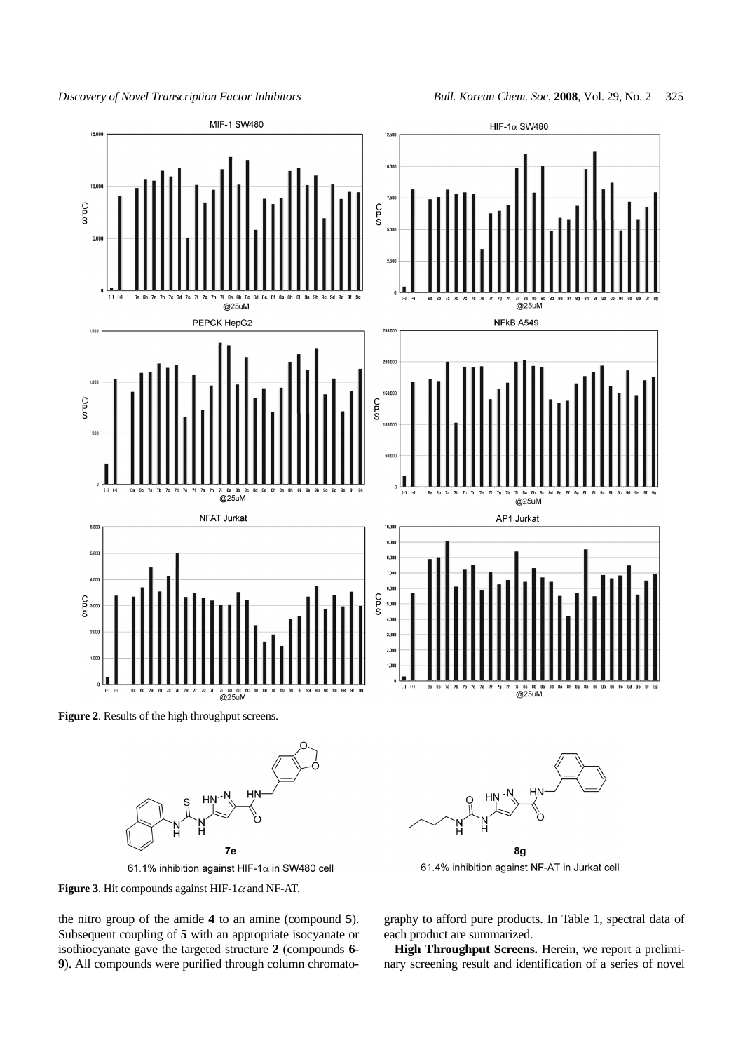**Figure 2**. Results of the high throughput screens.

**7e**

61.1% inhibition against HIF-1$\alpha$ in SW480 cell

**8g**

61.4% inhibition against NF-AT in Jurkat cell

**Figure 3**. Hit compounds against HIF-1$\alpha$ and NF-AT.

the nitro group of the amide **4** to an amine (compound **5**). Subsequent coupling of **5** with an appropriate isocyanate or isothiocyanate gave the targeted structure **2** (compounds **6-9**). All compounds were purified through column chromatography to afford pure products. In Table 1, spectral data of each product are summarized.

**High Throughput Screens.** Herein, we report a preliminary screening result and identification of a series of novel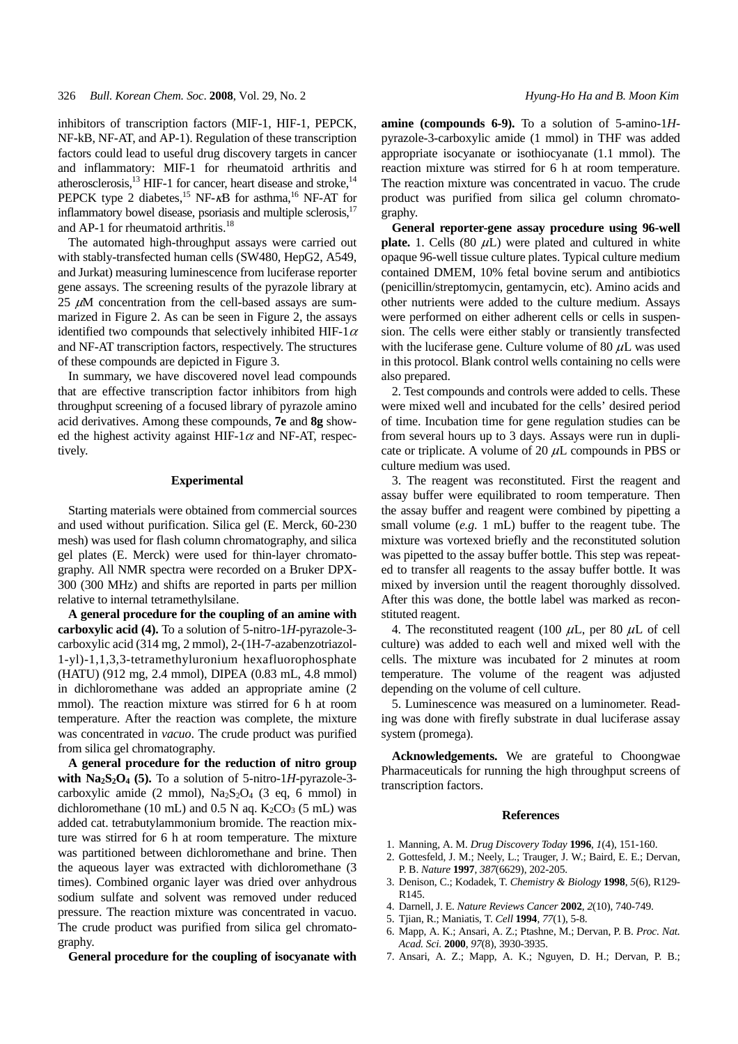inhibitors of transcription factors (MIF-1, HIF-1, PEPCK, NF-kB, NF-AT, and AP-1). Regulation of these transcription factors could lead to useful drug discovery targets in cancer and inflammatory: MIF-1 for rheumatoid arthritis and atherosclerosis,[13] HIF-1 for cancer, heart disease and stroke,[14] PEPCK type 2 diabetes,[15] NF-$\kappa$B for asthma,[16] NF-AT for inflammatory bowel disease, psoriasis and multiple sclerosis,[17] and AP-1 for rheumatoid arthritis.[18]

The automated high-throughput assays were carried out with stably-transfected human cells (SW480, HepG2, A549, and Jurkat) measuring luminescence from luciferase reporter gene assays. The screening results of the pyrazole library at 25 $\mu$M concentration from the cell-based assays are summarized in Figure 2. As can be seen in Figure 2, the assays identified two compounds that selectively inhibited HIF-1$\alpha$ and NF-AT transcription factors, respectively. The structures of these compounds are depicted in Figure 3.

In summary, we have discovered novel lead compounds that are effective transcription factor inhibitors from high throughput screening of a focused library of pyrazole amino acid derivatives. Among these compounds, **7e** and **8g** showed the highest activity against HIF-1$\alpha$ and NF-AT, respectively.

## Experimental

Starting materials were obtained from commercial sources and used without purification. Silica gel (E. Merck, 60-230 mesh) was used for flash column chromatography, and silica gel plates (E. Merck) were used for thin-layer chromatography. All NMR spectra were recorded on a Bruker DPX-300 (300 MHz) and shifts are reported in parts per million relative to internal tetramethylsilane.

**A general procedure for the coupling of an amine with carboxylic acid (4).** To a solution of 5-nitro-1*H*-pyrazole-3-carboxylic acid (314 mg, 2 mmol), 2-(1H-7-azabenzotriazol-1-yl)-1,1,3,3-tetramethyluronium hexafluorophosphate (HATU) (912 mg, 2.4 mmol), DIPEA (0.83 mL, 4.8 mmol) in dichloromethane was added an appropriate amine (2 mmol). The reaction mixture was stirred for 6 h at room temperature. After the reaction was complete, the mixture was concentrated in *vacuo*. The crude product was purified from silica gel chromatography.

**A general procedure for the reduction of nitro group with $Na_2S_2O_4$ (5).** To a solution of 5-nitro-1*H*-pyrazole-3-carboxylic amide (2 mmol), $Na_2S_2O_4$ (3 eq, 6 mmol) in dichloromethane (10 mL) and 0.5 N aq. $K_2CO_3$ (5 mL) was added cat. tetrabutylammonium bromide. The reaction mixture was stirred for 6 h at room temperature. The mixture was partitioned between dichloromethane and brine. Then the aqueous layer was extracted with dichloromethane (3 times). Combined organic layer was dried over anhydrous sodium sulfate and solvent was removed under reduced pressure. The reaction mixture was concentrated in vacuo. The crude product was purified from silica gel chromatography.

**General procedure for the coupling of isocyanate with amine (compounds 6-9).** To a solution of 5-amino-1*H*-pyrazole-3-carboxylic amide (1 mmol) in THF was added appropriate isocyanate or isothiocyanate (1.1 mmol). The reaction mixture was stirred for 6 h at room temperature. The reaction mixture was concentrated in vacuo. The crude product was purified from silica gel column chromatography.

**General reporter-gene assay procedure using 96-well plate.** 1. Cells (80 $\mu$L) were plated and cultured in white opaque 96-well tissue culture plates. Typical culture medium contained DMEM, 10% fetal bovine serum and antibiotics (penicillin/streptomycin, gentamycin, etc). Amino acids and other nutrients were added to the culture medium. Assays were performed on either adherent cells or cells in suspension. The cells were either stably or transiently transfected with the luciferase gene. Culture volume of 80 $\mu$L was used in this protocol. Blank control wells containing no cells were also prepared.

2. Test compounds and controls were added to cells. These were mixed well and incubated for the cells' desired period of time. Incubation time for gene regulation studies can be from several hours up to 3 days. Assays were run in duplicate or triplicate. A volume of 20 $\mu$L compounds in PBS or culture medium was used.

3. The reagent was reconstituted. First the reagent and assay buffer were equilibrated to room temperature. Then the assay buffer and reagent were combined by pipetting a small volume (*e.g.* 1 mL) buffer to the reagent tube. The mixture was vortexed briefly and the reconstituted solution was pipetted to the assay buffer bottle. This step was repeated to transfer all reagents to the assay buffer bottle. It was mixed by inversion until the reagent thoroughly dissolved. After this was done, the bottle label was marked as reconstituted reagent.

4. The reconstituted reagent (100 $\mu$L, per 80 $\mu$L of cell culture) was added to each well and mixed well with the cells. The mixture was incubated for 2 minutes at room temperature. The volume of the reagent was adjusted depending on the volume of cell culture.

5. Luminescence was measured on a luminometer. Reading was done with firefly substrate in dual luciferase assay system (promega).

**Acknowledgements.** We are grateful to Choongwae Pharmaceuticals for running the high throughput screens of transcription factors.

## References

1. Manning, A. M. *Drug Discovery Today* **1996**, *1*(4), 151-160.
2. Gottesfeld, J. M.; Neely, L.; Trauger, J. W.; Baird, E. E.; Dervan, P. B. *Nature* **1997**, *387*(6629), 202-205.
3. Denison, C.; Kodadek, T. *Chemistry & Biology* **1998**, *5*(6), R129-R145.
4. Darnell, J. E. *Nature Reviews Cancer* **2002**, *2*(10), 740-749.
5. Tjian, R.; Maniatis, T. *Cell* **1994**, *77*(1), 5-8.
6. Mapp, A. K.; Ansari, A. Z.; Ptashne, M.; Dervan, P. B. *Proc. Nat. Acad. Sci.* **2000**, *97*(8), 3930-3935.
7. Ansari, A. Z.; Mapp, A. K.; Nguyen, D. H.; Dervan, P. B.;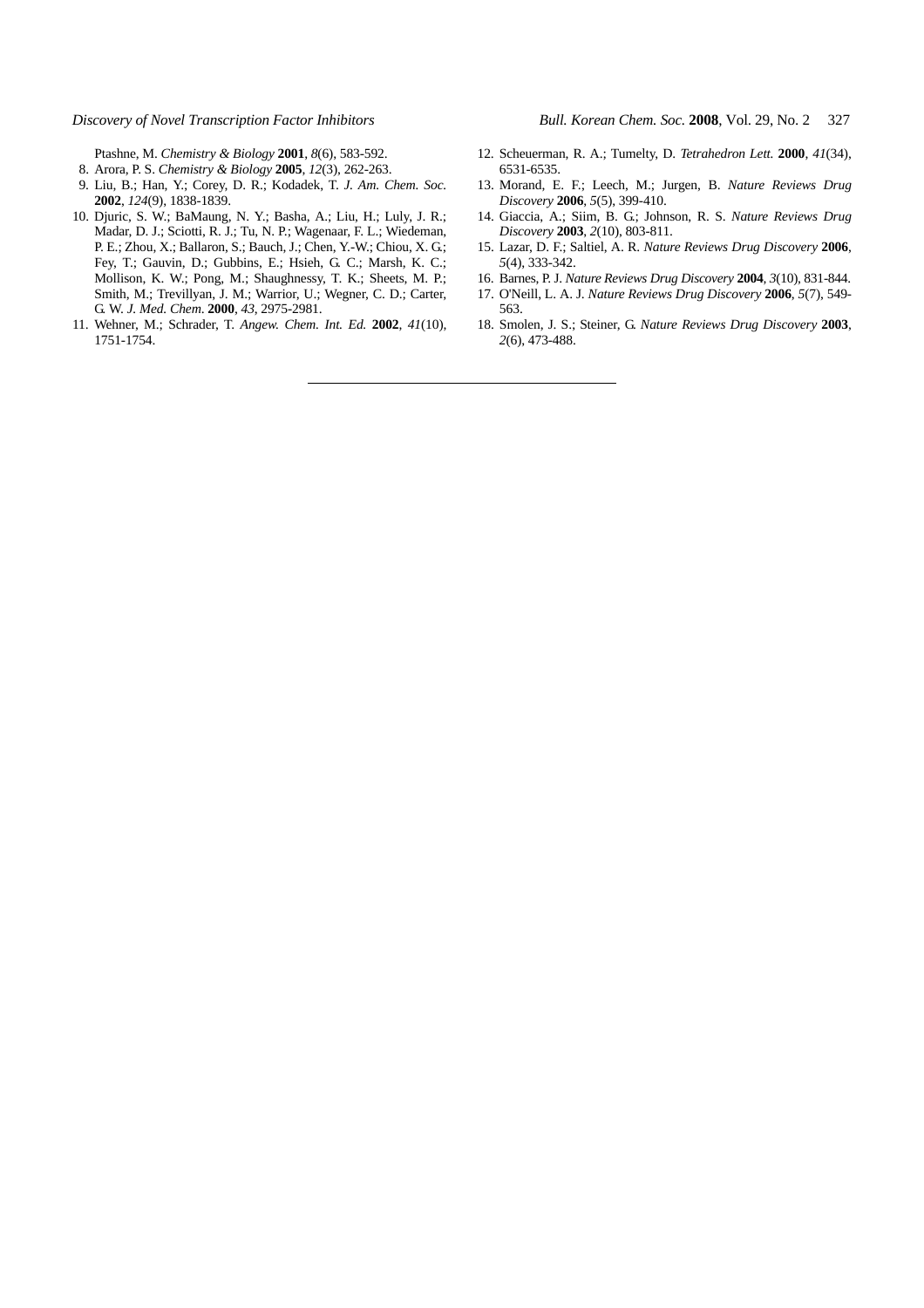Ptashne, M. *Chemistry & Biology* **2001**, *8*(6), 583-592.

8. Arora, P. S. *Chemistry & Biology* **2005**, *12*(3), 262-263.
9. Liu, B.; Han, Y.; Corey, D. R.; Kodadek, T. *J. Am. Chem. Soc.* **2002**, *124*(9), 1838-1839.
10. Djuric, S. W.; BaMaung, N. Y.; Basha, A.; Liu, H.; Luly, J. R.; Madar, D. J.; Sciotti, R. J.; Tu, N. P.; Wagenaar, F. L.; Wiedeman, P. E.; Zhou, X.; Ballaron, S.; Bauch, J.; Chen, Y.-W.; Chiou, X. G.; Fey, T.; Gauvin, D.; Gubbins, E.; Hsieh, G. C.; Marsh, K. C.; Mollison, K. W.; Pong, M.; Shaughnessy, T. K.; Sheets, M. P.; Smith, M.; Trevillyan, J. M.; Warrior, U.; Wegner, C. D.; Carter, G. W. *J. Med. Chem.* **2000**, *43*, 2975-2981.
11. Wehner, M.; Schrader, T. *Angew. Chem. Int. Ed.* **2002**, *41*(10), 1751-1754.
12. Scheuerman, R. A.; Tumelty, D. *Tetrahedron Lett.* **2000**, *41*(34), 6531-6535.
13. Morand, E. F.; Leech, M.; Jurgen, B. *Nature Reviews Drug Discovery* **2006**, *5*(5), 399-410.
14. Giaccia, A.; Siim, B. G.; Johnson, R. S. *Nature Reviews Drug Discovery* **2003**, *2*(10), 803-811.
15. Lazar, D. F.; Saltiel, A. R. *Nature Reviews Drug Discovery* **2006**, *5*(4), 333-342.
16. Barnes, P. J. *Nature Reviews Drug Discovery* **2004**, *3*(10), 831-844.
17. O'Neill, L. A. J. *Nature Reviews Drug Discovery* **2006**, *5*(7), 549-563.
18. Smolen, J. S.; Steiner, G. *Nature Reviews Drug Discovery* **2003**, *2*(6), 473-488.